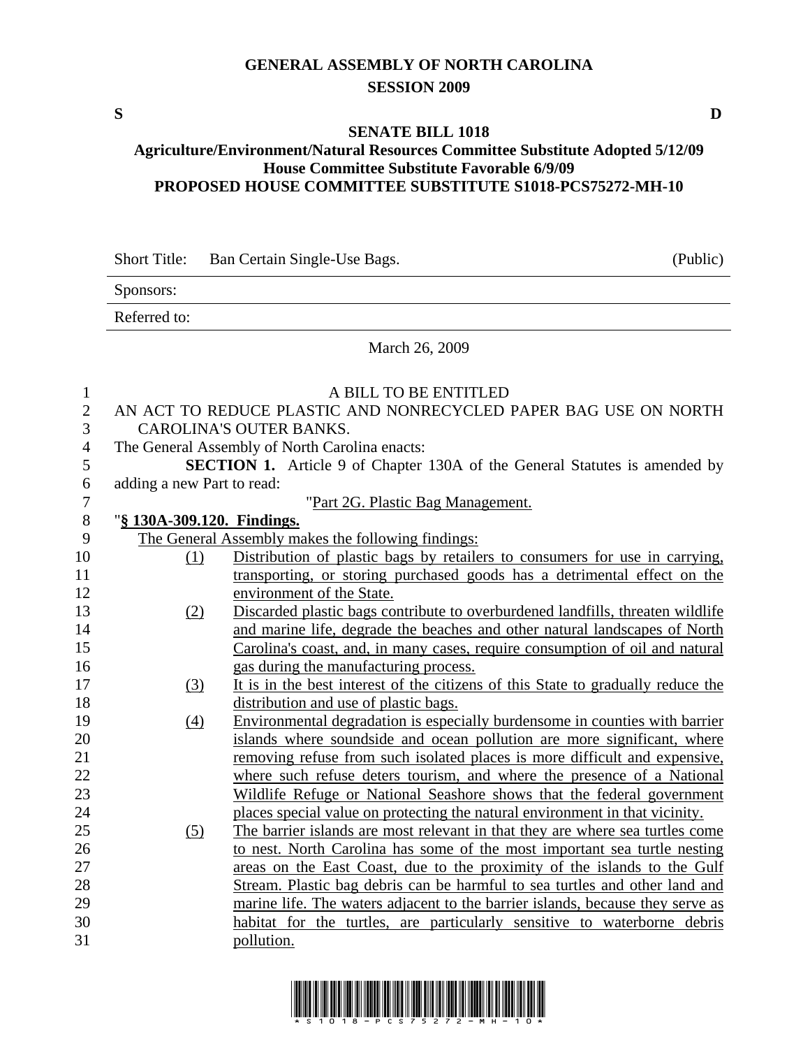# GENERAL ASSEMBLY OF NORTH CAROLINA
## SESSION 2009

S D

## SENATE BILL 1018
### Agriculture/Environment/Natural Resources Committee Substitute Adopted 5/12/09
### House Committee Substitute Favorable 6/9/09
### PROPOSED HOUSE COMMITTEE SUBSTITUTE S1018-PCS75272-MH-10

Short Title: Ban Certain Single-Use Bags. (Public)

Sponsors:

Referred to:

March 26, 2009

A BILL TO BE ENTITLED

AN ACT TO REDUCE PLASTIC AND NONRECYCLED PAPER BAG USE ON NORTH CAROLINA'S OUTER BANKS.

The General Assembly of North Carolina enacts:

**SECTION 1.** Article 9 of Chapter 130A of the General Statutes is amended by adding a new Part to read:

"Part 2G. Plastic Bag Management.

"**§ 130A-309.120. Findings.**

The General Assembly makes the following findings:

(1) Distribution of plastic bags by retailers to consumers for use in carrying, transporting, or storing purchased goods has a detrimental effect on the environment of the State.

(2) Discarded plastic bags contribute to overburdened landfills, threaten wildlife and marine life, degrade the beaches and other natural landscapes of North Carolina's coast, and, in many cases, require consumption of oil and natural gas during the manufacturing process.

(3) It is in the best interest of the citizens of this State to gradually reduce the distribution and use of plastic bags.

(4) Environmental degradation is especially burdensome in counties with barrier islands where soundside and ocean pollution are more significant, where removing refuse from such isolated places is more difficult and expensive, where such refuse deters tourism, and where the presence of a National Wildlife Refuge or National Seashore shows that the federal government places special value on protecting the natural environment in that vicinity.

(5) The barrier islands are most relevant in that they are where sea turtles come to nest. North Carolina has some of the most important sea turtle nesting areas on the East Coast, due to the proximity of the islands to the Gulf Stream. Plastic bag debris can be harmful to sea turtles and other land and marine life. The waters adjacent to the barrier islands, because they serve as habitat for the turtles, are particularly sensitive to waterborne debris pollution.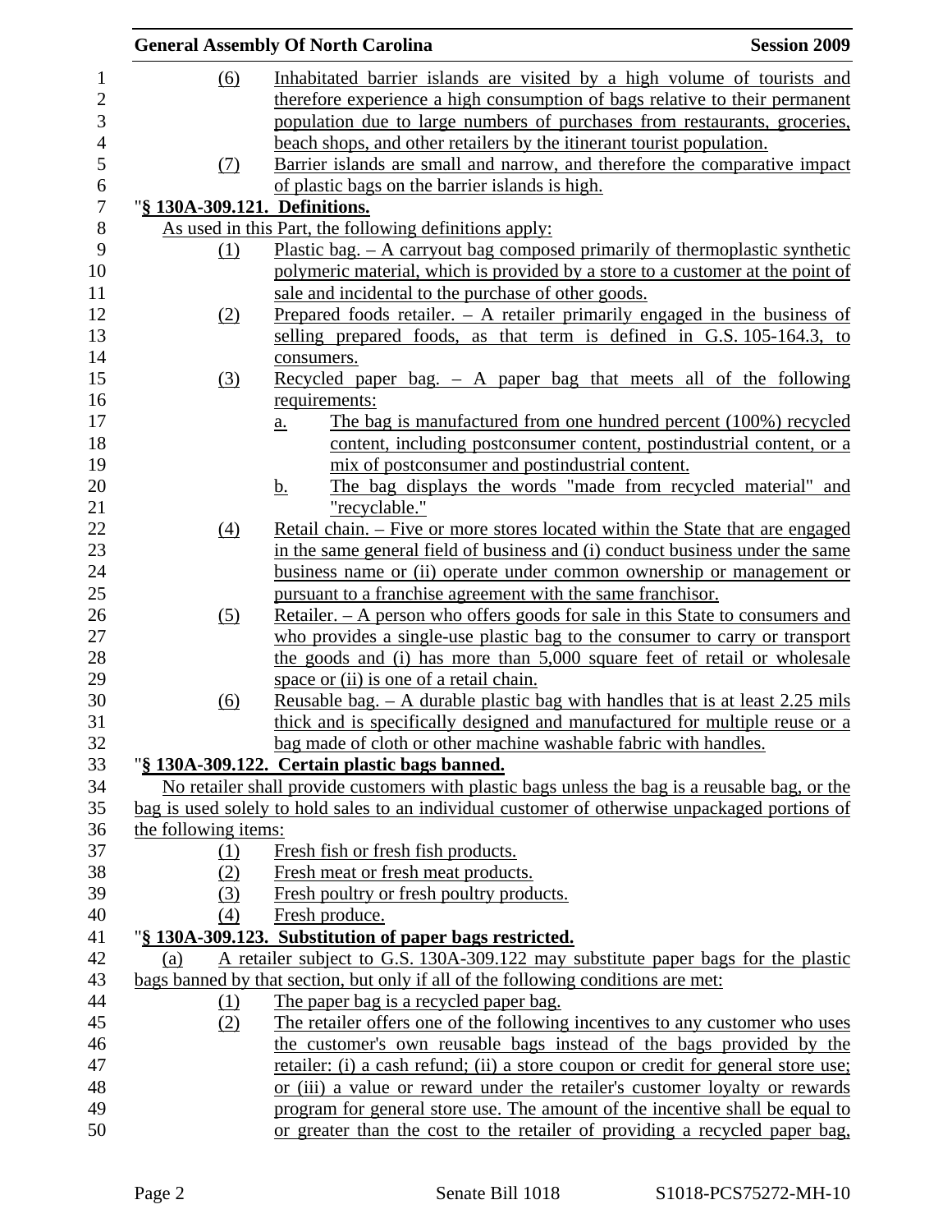(6) Inhabitated barrier islands are visited by a high volume of tourists and therefore experience a high consumption of bags relative to their permanent population due to large numbers of purchases from restaurants, groceries, beach shops, and other retailers by the itinerant tourist population.

(7) Barrier islands are small and narrow, and therefore the comparative impact of plastic bags on the barrier islands is high.

"**§ 130A-309.121. Definitions.**

As used in this Part, the following definitions apply:

(1) Plastic bag. – A carryout bag composed primarily of thermoplastic synthetic polymeric material, which is provided by a store to a customer at the point of sale and incidental to the purchase of other goods.

(2) Prepared foods retailer. – A retailer primarily engaged in the business of selling prepared foods, as that term is defined in G.S. 105-164.3, to consumers.

(3) Recycled paper bag. – A paper bag that meets all of the following requirements:

a. The bag is manufactured from one hundred percent (100%) recycled content, including postconsumer content, postindustrial content, or a mix of postconsumer and postindustrial content.

b. The bag displays the words "made from recycled material" and "recyclable."

(4) Retail chain. – Five or more stores located within the State that are engaged in the same general field of business and (i) conduct business under the same business name or (ii) operate under common ownership or management or pursuant to a franchise agreement with the same franchisor.

(5) Retailer. – A person who offers goods for sale in this State to consumers and who provides a single-use plastic bag to the consumer to carry or transport the goods and (i) has more than 5,000 square feet of retail or wholesale space or (ii) is one of a retail chain.

(6) Reusable bag. – A durable plastic bag with handles that is at least 2.25 mils thick and is specifically designed and manufactured for multiple reuse or a bag made of cloth or other machine washable fabric with handles.

"**§ 130A-309.122. Certain plastic bags banned.**

No retailer shall provide customers with plastic bags unless the bag is a reusable bag, or the bag is used solely to hold sales to an individual customer of otherwise unpackaged portions of the following items:

(1) Fresh fish or fresh fish products.

(2) Fresh meat or fresh meat products.

(3) Fresh poultry or fresh poultry products.

(4) Fresh produce.

"**§ 130A-309.123. Substitution of paper bags restricted.**

(a) A retailer subject to G.S. 130A-309.122 may substitute paper bags for the plastic bags banned by that section, but only if all of the following conditions are met:

(1) The paper bag is a recycled paper bag.

(2) The retailer offers one of the following incentives to any customer who uses the customer's own reusable bags instead of the bags provided by the retailer: (i) a cash refund; (ii) a store coupon or credit for general store use; or (iii) a value or reward under the retailer's customer loyalty or rewards program for general store use. The amount of the incentive shall be equal to or greater than the cost to the retailer of providing a recycled paper bag,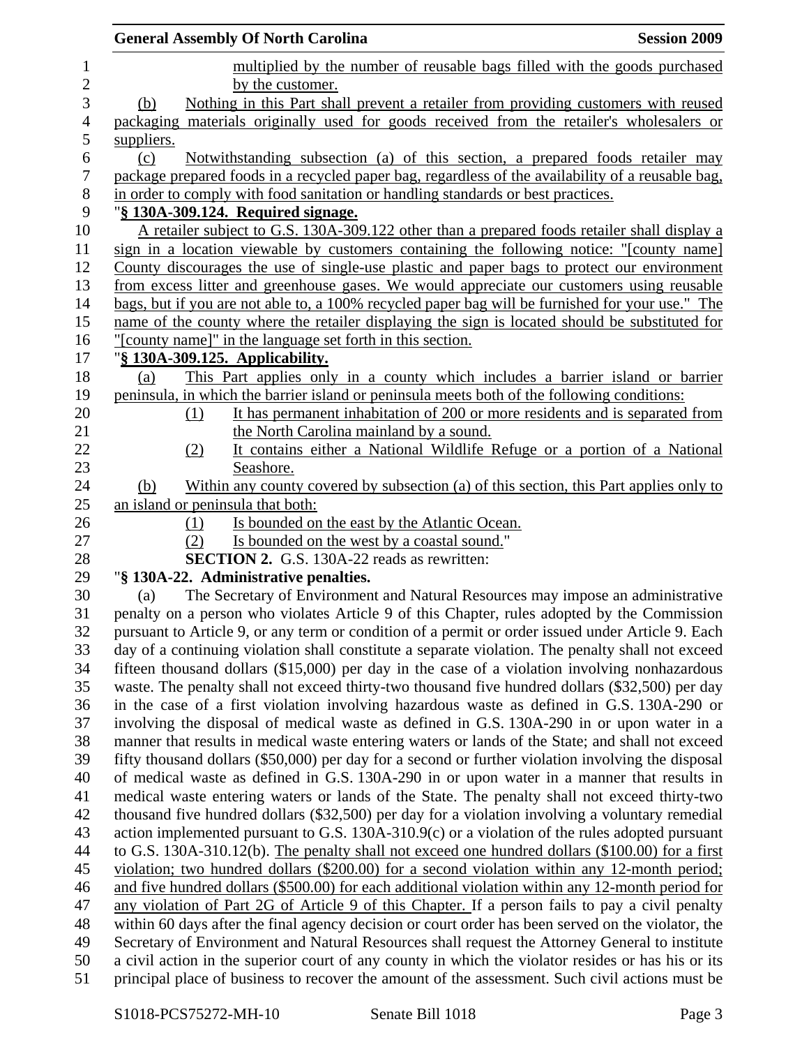multiplied by the number of reusable bags filled with the goods purchased by the customer.

(b) Nothing in this Part shall prevent a retailer from providing customers with reused packaging materials originally used for goods received from the retailer's wholesalers or suppliers.

(c) Notwithstanding subsection (a) of this section, a prepared foods retailer may package prepared foods in a recycled paper bag, regardless of the availability of a reusable bag, in order to comply with food sanitation or handling standards or best practices.

"**§ 130A-309.124. Required signage.**

A retailer subject to G.S. 130A-309.122 other than a prepared foods retailer shall display a sign in a location viewable by customers containing the following notice: "[county name] County discourages the use of single-use plastic and paper bags to protect our environment from excess litter and greenhouse gases. We would appreciate our customers using reusable bags, but if you are not able to, a 100% recycled paper bag will be furnished for your use." The name of the county where the retailer displaying the sign is located should be substituted for "[county name]" in the language set forth in this section.

"**§ 130A-309.125. Applicability.**

(a) This Part applies only in a county which includes a barrier island or barrier peninsula, in which the barrier island or peninsula meets both of the following conditions:

(1) It has permanent inhabitation of 200 or more residents and is separated from the North Carolina mainland by a sound.

(2) It contains either a National Wildlife Refuge or a portion of a National Seashore.

(b) Within any county covered by subsection (a) of this section, this Part applies only to an island or peninsula that both:

(1) Is bounded on the east by the Atlantic Ocean.

(2) Is bounded on the west by a coastal sound."

**SECTION 2.** G.S. 130A-22 reads as rewritten:

"**§ 130A-22. Administrative penalties.**

(a) The Secretary of Environment and Natural Resources may impose an administrative penalty on a person who violates Article 9 of this Chapter, rules adopted by the Commission pursuant to Article 9, or any term or condition of a permit or order issued under Article 9. Each day of a continuing violation shall constitute a separate violation. The penalty shall not exceed fifteen thousand dollars ($15,000) per day in the case of a violation involving nonhazardous waste. The penalty shall not exceed thirty-two thousand five hundred dollars ($32,500) per day in the case of a first violation involving hazardous waste as defined in G.S. 130A-290 or involving the disposal of medical waste as defined in G.S. 130A-290 in or upon water in a manner that results in medical waste entering waters or lands of the State; and shall not exceed fifty thousand dollars ($50,000) per day for a second or further violation involving the disposal of medical waste as defined in G.S. 130A-290 in or upon water in a manner that results in medical waste entering waters or lands of the State. The penalty shall not exceed thirty-two thousand five hundred dollars ($32,500) per day for a violation involving a voluntary remedial action implemented pursuant to G.S. 130A-310.9(c) or a violation of the rules adopted pursuant to G.S. 130A-310.12(b). The penalty shall not exceed one hundred dollars ($100.00) for a first violation; two hundred dollars ($200.00) for a second violation within any 12-month period; and five hundred dollars ($500.00) for each additional violation within any 12-month period for any violation of Part 2G of Article 9 of this Chapter. If a person fails to pay a civil penalty within 60 days after the final agency decision or court order has been served on the violator, the Secretary of Environment and Natural Resources shall request the Attorney General to institute a civil action in the superior court of any county in which the violator resides or has his or its principal place of business to recover the amount of the assessment. Such civil actions must be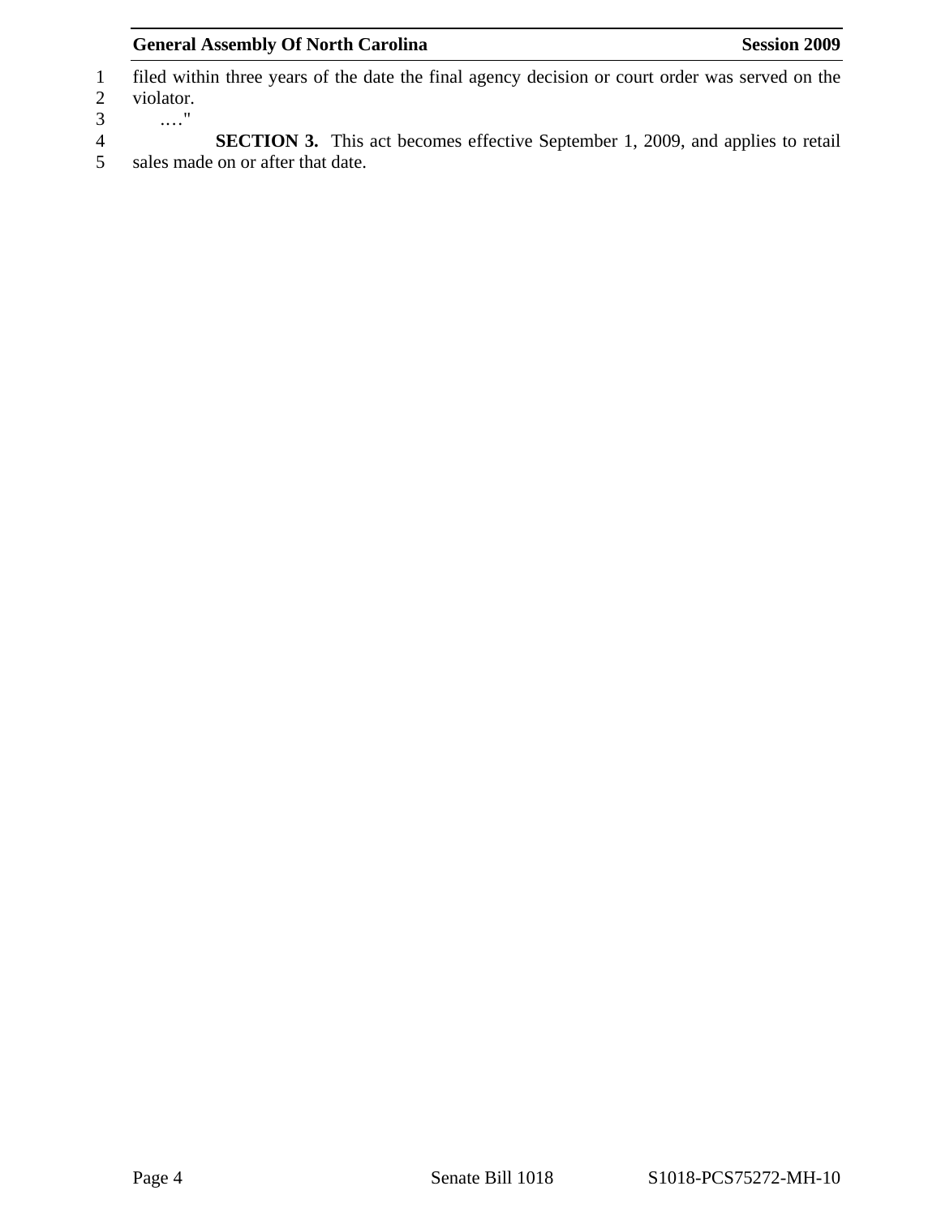filed within three years of the date the final agency decision or court order was served on the violator.

…."

**SECTION 3.** This act becomes effective September 1, 2009, and applies to retail sales made on or after that date.